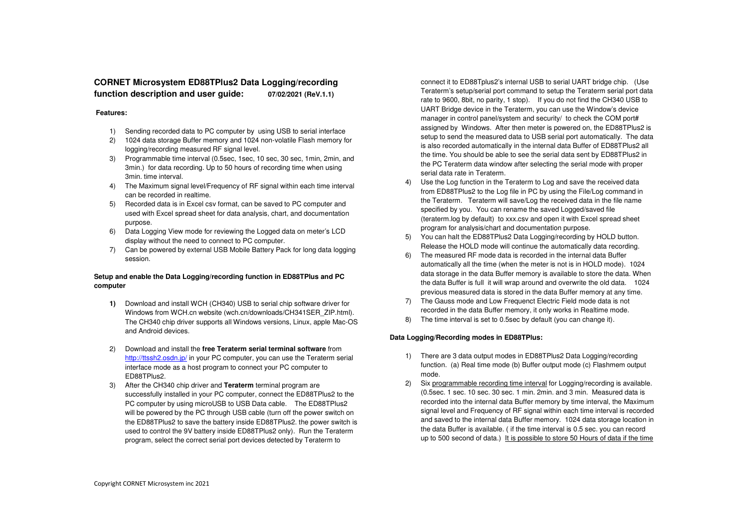# CORNET Microsystem ED88TPlus2 Data Logging/recording function description and user guide: 07/02/2021 (ReV.1.1)

**Features:**

1) Sending recorded data to PC computer by using USB to serial interface
2) 1024 data storage Buffer memory and 1024 non-volatile Flash memory for logging/recording measured RF signal level.
3) Programmable time interval (0.5sec, 1sec, 10 sec, 30 sec, 1min, 2min, and 3min.) for data recording. Up to 50 hours of recording time when using 3min. time interval.
4) The Maximum signal level/Frequency of RF signal within each time interval can be recorded in realtime.
5) Recorded data is in Excel csv format, can be saved to PC computer and used with Excel spread sheet for data analysis, chart, and documentation purpose.
6) Data Logging View mode for reviewing the Logged data on meter's LCD display without the need to connect to PC computer.
7) Can be powered by external USB Mobile Battery Pack for long data logging session.

**Setup and enable the Data Logging/recording function in ED88TPlus and PC computer**

**1)** Download and install WCH (CH340) USB to serial chip software driver for Windows from WCH.cn website (wch.cn/downloads/CH341SER_ZIP.html). The CH340 chip driver supports all Windows versions, Linux, apple Mac-OS and Android devices.

2) Download and install the **free Teraterm serial terminal software** from http://ttssh2.osdn.jp/ in your PC computer, you can use the Teraterm serial interface mode as a host program to connect your PC computer to ED88TPlus2.

3) After the CH340 chip driver and **Teraterm** terminal program are successfully installed in your PC computer, connect the ED88TPlus2 to the PC computer by using microUSB to USB Data cable. The ED88TPlus2 will be powered by the PC through USB cable (turn off the power switch on the ED88TPlus2 to save the battery inside ED88TPlus2. the power switch is used to control the 9V battery inside ED88TPlus2 only). Run the Teraterm program, select the correct serial port devices detected by Teraterm to connect it to ED88Tplus2's internal USB to serial UART bridge chip. (Use Teraterm's setup/serial port command to setup the Teraterm serial port data rate to 9600, 8bit, no parity, 1 stop). If you do not find the CH340 USB to UART Bridge device in the Teraterm, you can use the Window's device manager in control panel/system and security/ to check the COM port# assigned by Windows. After then meter is powered on, the ED88TPlus2 is setup to send the measured data to USB serial port automatically. The data is also recorded automatically in the internal data Buffer of ED88TPlus2 all the time. You should be able to see the serial data sent by ED88TPlus2 in the PC Teraterm data window after selecting the serial mode with proper serial data rate in Teraterm.

4) Use the Log function in the Teraterm to Log and save the received data from ED88TPlus2 to the Log file in PC by using the File/Log command in the Teraterm. Teraterm will save/Log the received data in the file name specified by you. You can rename the saved Logged/saved file (teraterm.log by default) to xxx.csv and open it with Excel spread sheet program for analysis/chart and documentation purpose.

5) You can halt the ED88TPlus2 Data Logging/recording by HOLD button. Release the HOLD mode will continue the automatically data recording.

6) The measured RF mode data is recorded in the internal data Buffer automatically all the time (when the meter is not is in HOLD mode). 1024 data storage in the data Buffer memory is available to store the data. When the data Buffer is full it will wrap around and overwrite the old data. 1024 previous measured data is stored in the data Buffer memory at any time.

7) The Gauss mode and Low Frequenct Electric Field mode data is not recorded in the data Buffer memory, it only works in Realtime mode.

8) The time interval is set to 0.5sec by default (you can change it).

**Data Logging/Recording modes in ED88TPlus:**

1) There are 3 data output modes in ED88TPlus2 Data Logging/recording function. (a) Real time mode (b) Buffer output mode (c) Flashmem output mode.

2) Six programmable recording time interval for Logging/recording is available. (0.5sec. 1 sec. 10 sec. 30 sec. 1 min. 2min. and 3 min. Measured data is recorded into the internal data Buffer memory by time interval, the Maximum signal level and Frequency of RF signal within each time interval is recorded and saved to the internal data Buffer memory. 1024 data storage location in the data Buffer is available. ( if the time interval is 0.5 sec. you can record up to 500 second of data.) It is possible to store 50 Hours of data if the time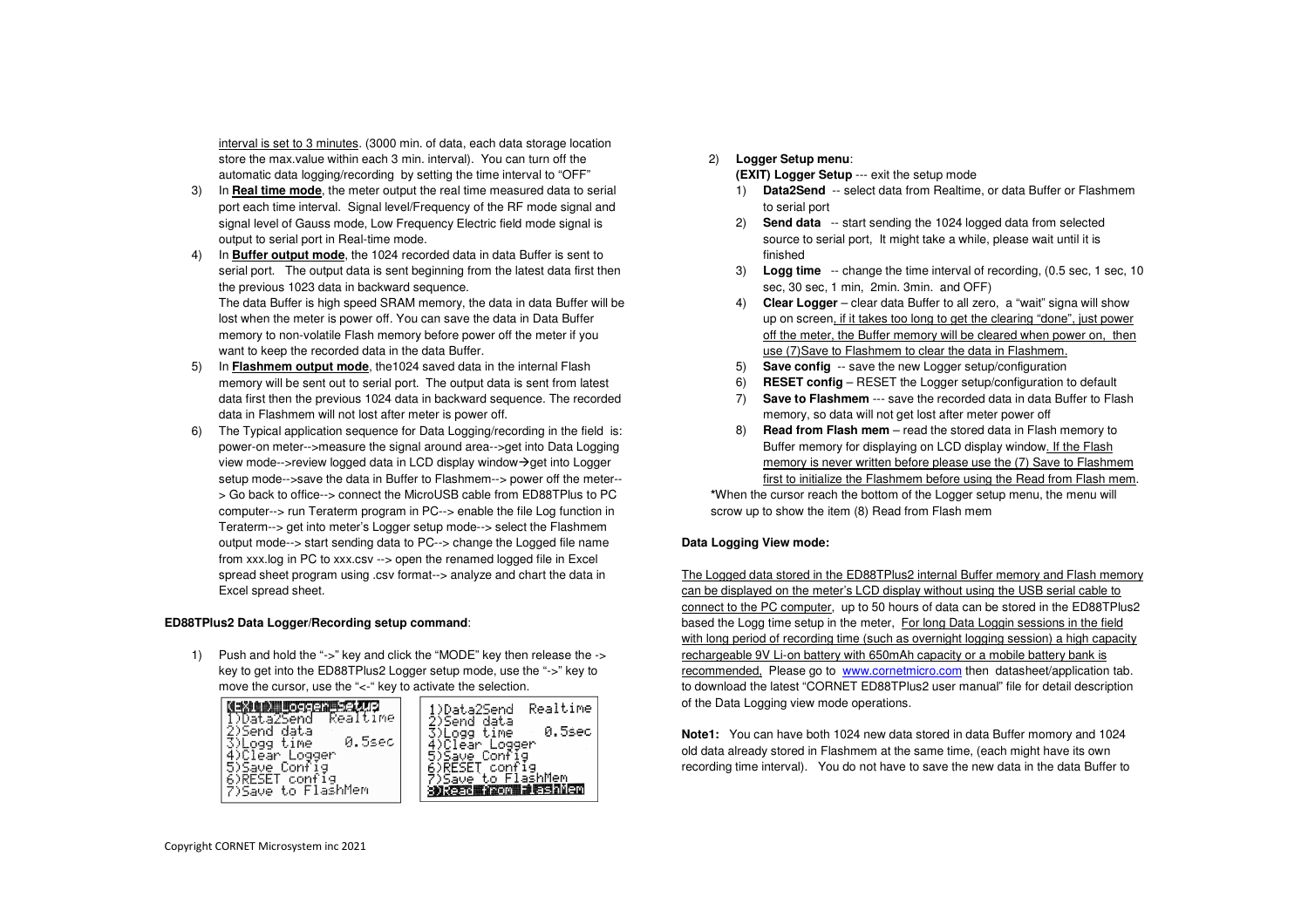interval is set to 3 minutes. (3000 min. of data, each data storage location store the max.value within each 3 min. interval). You can turn off the automatic data logging/recording by setting the time interval to "OFF"

3) In **Real time mode**, the meter output the real time measured data to serial port each time interval. Signal level/Frequency of the RF mode signal and signal level of Gauss mode, Low Frequency Electric field mode signal is output to serial port in Real-time mode.
4) In **Buffer output mode**, the 1024 recorded data in data Buffer is sent to serial port. The output data is sent beginning from the latest data first then the previous 1023 data in backward sequence.
   The data Buffer is high speed SRAM memory, the data in data Buffer will be lost when the meter is power off. You can save the data in Data Buffer memory to non-volatile Flash memory before power off the meter if you want to keep the recorded data in the data Buffer.
5) In **Flashmem output mode**, the1024 saved data in the internal Flash memory will be sent out to serial port. The output data is sent from latest data first then the previous 1024 data in backward sequence. The recorded data in Flashmem will not lost after meter is power off.
6) The Typical application sequence for Data Logging/recording in the field is: power-on meter-->measure the signal around area-->get into Data Logging view mode-->review logged data in LCD display window→get into Logger setup mode-->save the data in Buffer to Flashmem--> power off the meter--> Go back to office--> connect the MicroUSB cable from ED88TPlus to PC computer--> run Teraterm program in PC--> enable the file Log function in Teraterm--> get into meter's Logger setup mode--> select the Flashmem output mode--> start sending data to PC--> change the Logged file name from xxx.log in PC to xxx.csv --> open the renamed logged file in Excel spread sheet program using .csv format--> analyze and chart the data in Excel spread sheet.

**ED88TPlus2 Data Logger/Recording setup command**:

1) Push and hold the "->" key and click the "MODE" key then release the -> key to get into the ED88TPlus2 Logger setup mode, use the "->" key to move the cursor, use the "<-" key to activate the selection.

```
(EXIT) Logger Setup
1)Data2Send  Realtime
2)Send data
3)Logg time     0.5sec
4)Clear Logger
5)Save Config
6)RESET config
7)Save to FlashMem
```

```
1)Data2Send  Realtime
2)Send data
3)Logg time     0.5sec
4)Clear Logger
5)Save Config
6)RESET config
7)Save to FlashMem
8)Read from FlashMem
```

2) **Logger Setup menu**:
   **(EXIT) Logger Setup** --- exit the setup mode
   1) **Data2Send** -- select data from Realtime, or data Buffer or Flashmem to serial port
   2) **Send data** -- start sending the 1024 logged data from selected source to serial port, It might take a while, please wait until it is finished
   3) **Logg time** -- change the time interval of recording, (0.5 sec, 1 sec, 10 sec, 30 sec, 1 min, 2min. 3min. and OFF)
   4) **Clear Logger** – clear data Buffer to all zero, a "wait" signa will show up on screen, if it takes too long to get the clearing "done", just power off the meter, the Buffer memory will be cleared when power on, then use (7)Save to Flashmem to clear the data in Flashmem.
   5) **Save config** -- save the new Logger setup/configuration
   6) **RESET config** – RESET the Logger setup/configuration to default
   7) **Save to Flashmem** --- save the recorded data in data Buffer to Flash memory, so data will not get lost after meter power off
   8) **Read from Flash mem** – read the stored data in Flash memory to Buffer memory for displaying on LCD display window. If the Flash memory is never written before please use the (7) Save to Flashmem first to initialize the Flashmem before using the Read from Flash mem.

   ***When the cursor reach the bottom of the Logger setup menu, the menu will scrow up to show the item (8) Read from Flash mem

**Data Logging View mode:**

The Logged data stored in the ED88TPlus2 internal Buffer memory and Flash memory can be displayed on the meter's LCD display without using the USB serial cable to connect to the PC computer, up to 50 hours of data can be stored in the ED88TPlus2 based the Logg time setup in the meter, For long Data Loggin sessions in the field with long period of recording time (such as overnight logging session) a high capacity rechargeable 9V Li-on battery with 650mAh capacity or a mobile battery bank is recommended. Please go to www.cornetmicro.com then datasheet/application tab. to download the latest "CORNET ED88TPlus2 user manual" file for detail description of the Data Logging view mode operations.

**Note1:** You can have both 1024 new data stored in data Buffer momory and 1024 old data already stored in Flashmem at the same time, (each might have its own recording time interval). You do not have to save the new data in the data Buffer to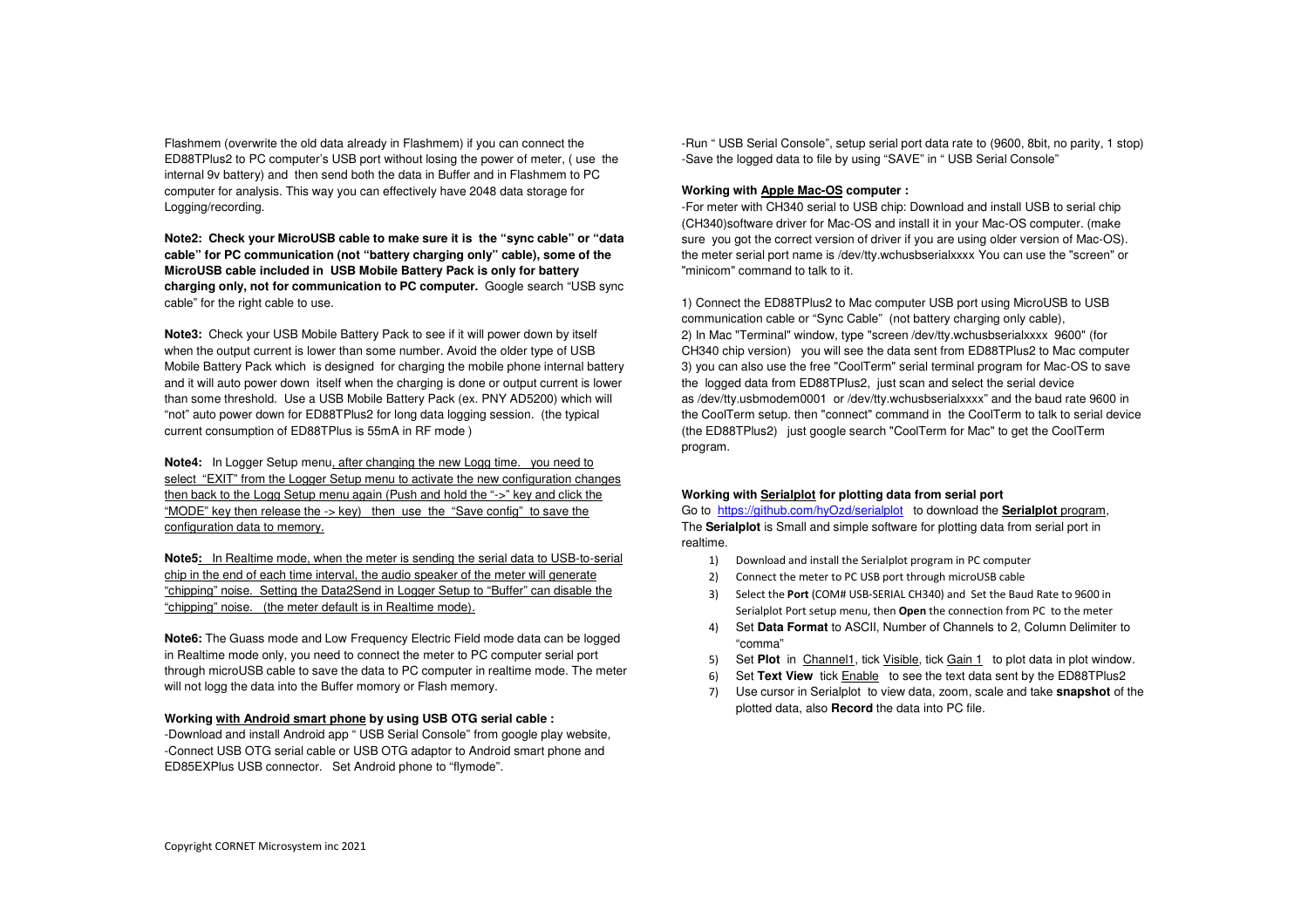Flashmem (overwrite the old data already in Flashmem) if you can connect the ED88TPlus2 to PC computer's USB port without losing the power of meter, ( use the internal 9v battery) and then send both the data in Buffer and in Flashmem to PC computer for analysis. This way you can effectively have 2048 data storage for Logging/recording.

**Note2: Check your MicroUSB cable to make sure it is the "sync cable" or "data cable" for PC communication (not "battery charging only" cable), some of the MicroUSB cable included in USB Mobile Battery Pack is only for battery charging only, not for communication to PC computer.** Google search "USB sync cable" for the right cable to use.

**Note3:** Check your USB Mobile Battery Pack to see if it will power down by itself when the output current is lower than some number. Avoid the older type of USB Mobile Battery Pack which is designed for charging the mobile phone internal battery and it will auto power down itself when the charging is done or output current is lower than some threshold. Use a USB Mobile Battery Pack (ex. PNY AD5200) which will "not" auto power down for ED88TPlus2 for long data logging session. (the typical current consumption of ED88TPlus is 55mA in RF mode )

**Note4:** In Logger Setup menu, after changing the new Logg time. you need to select "EXIT" from the Logger Setup menu to activate the new configuration changes then back to the Logg Setup menu again (Push and hold the "->" key and click the "MODE" key then release the -> key) then use the "Save config" to save the configuration data to memory.

**Note5:** In Realtime mode, when the meter is sending the serial data to USB-to-serial chip in the end of each time interval, the audio speaker of the meter will generate "chipping" noise. Setting the Data2Send in Logger Setup to "Buffer" can disable the "chipping" noise. (the meter default is in Realtime mode).

**Note6:** The Guass mode and Low Frequency Electric Field mode data can be logged in Realtime mode only, you need to connect the meter to PC computer serial port through microUSB cable to save the data to PC computer in realtime mode. The meter will not logg the data into the Buffer momory or Flash memory.

**Working with Android smart phone by using USB OTG serial cable :**

-Download and install Android app " USB Serial Console" from google play website,
-Connect USB OTG serial cable or USB OTG adaptor to Android smart phone and ED85EXPlus USB connector. Set Android phone to "flymode".
-Run " USB Serial Console", setup serial port data rate to (9600, 8bit, no parity, 1 stop)
-Save the logged data to file by using "SAVE" in " USB Serial Console"

**Working with Apple Mac-OS computer :**

-For meter with CH340 serial to USB chip: Download and install USB to serial chip (CH340)software driver for Mac-OS and install it in your Mac-OS computer. (make sure you got the correct version of driver if you are using older version of Mac-OS). the meter serial port name is /dev/tty.wchusbserialxxxx You can use the "screen" or "minicom" command to talk to it.

1) Connect the ED88TPlus2 to Mac computer USB port using MicroUSB to USB communication cable or "Sync Cable" (not battery charging only cable),
2) In Mac "Terminal" window, type "screen /dev/tty.wchusbserialxxxx 9600" (for CH340 chip version) you will see the data sent from ED88TPlus2 to Mac computer
3) you can also use the free "CoolTerm" serial terminal program for Mac-OS to save the logged data from ED88TPlus2, just scan and select the serial device as /dev/tty.usbmodem0001 or /dev/tty.wchusbserialxxxx" and the baud rate 9600 in the CoolTerm setup. then "connect" command in the CoolTerm to talk to serial device (the ED88TPlus2) just google search "CoolTerm for Mac" to get the CoolTerm program.

**Working with Serialplot for plotting data from serial port**

Go to https://github.com/hyOzd/serialplot to download the **Serialplot** program, The **Serialplot** is Small and simple software for plotting data from serial port in realtime.

1) Download and install the Serialplot program in PC computer
2) Connect the meter to PC USB port through microUSB cable
3) Select the **Port** (COM# USB-SERIAL CH340) and Set the Baud Rate to 9600 in Serialplot Port setup menu, then **Open** the connection from PC to the meter
4) Set **Data Format** to ASCII, Number of Channels to 2, Column Delimiter to "comma"
5) Set **Plot** in Channel1, tick Visible, tick Gain 1 to plot data in plot window.
6) Set **Text View** tick Enable to see the text data sent by the ED88TPlus2
7) Use cursor in Serialplot to view data, zoom, scale and take **snapshot** of the plotted data, also **Record** the data into PC file.

Copyright CORNET Microsystem inc 2021